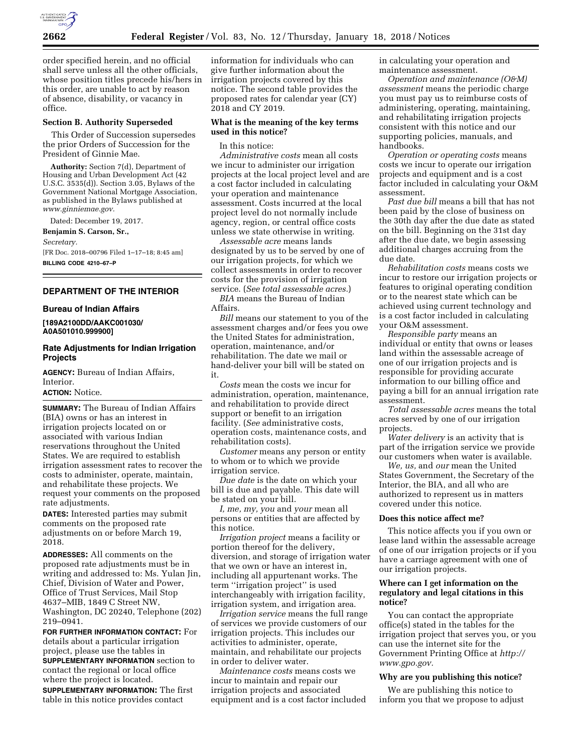order specified herein, and no official shall serve unless all the other officials, whose position titles precede his/hers in this order, are unable to act by reason of absence, disability, or vacancy in office.

**Section B. Authority Superseded**

This Order of Succession supersedes the prior Orders of Succession for the President of Ginnie Mae.

**Authority:** Section 7(d), Department of Housing and Urban Development Act (42 U.S.C. 3535(d)). Section 3.05, Bylaws of the Government National Mortgage Association, as published in the Bylaws published at *www.ginniemae.gov.*

Dated: December 19, 2017.

**Benjamin S. Carson, Sr.,**

*Secretary.*

[FR Doc. 2018–00796 Filed 1–17–18; 8:45 am]

**BILLING CODE 4210–67–P**

---

## DEPARTMENT OF THE INTERIOR

### Bureau of Indian Affairs

**[189A2100DD/AAKC001030/A0A501010.999900]**

### Rate Adjustments for Indian Irrigation Projects

**AGENCY:** Bureau of Indian Affairs, Interior.

**ACTION:** Notice.

**SUMMARY:** The Bureau of Indian Affairs (BIA) owns or has an interest in irrigation projects located on or associated with various Indian reservations throughout the United States. We are required to establish irrigation assessment rates to recover the costs to administer, operate, maintain, and rehabilitate these projects. We request your comments on the proposed rate adjustments.

**DATES:** Interested parties may submit comments on the proposed rate adjustments on or before March 19, 2018.

**ADDRESSES:** All comments on the proposed rate adjustments must be in writing and addressed to: Ms. Yulan Jin, Chief, Division of Water and Power, Office of Trust Services, Mail Stop 4637–MIB, 1849 C Street NW, Washington, DC 20240, Telephone (202) 219–0941.

**FOR FURTHER INFORMATION CONTACT:** For details about a particular irrigation project, please use the tables in **SUPPLEMENTARY INFORMATION** section to contact the regional or local office where the project is located.

**SUPPLEMENTARY INFORMATION:** The first table in this notice provides contact information for individuals who can give further information about the irrigation projects covered by this notice. The second table provides the proposed rates for calendar year (CY) 2018 and CY 2019.

**What is the meaning of the key terms used in this notice?**

In this notice:

*Administrative costs* mean all costs we incur to administer our irrigation projects at the local project level and are a cost factor included in calculating your operation and maintenance assessment. Costs incurred at the local project level do not normally include agency, region, or central office costs unless we state otherwise in writing.

*Assessable acre* means lands designated by us to be served by one of our irrigation projects, for which we collect assessments in order to recover costs for the provision of irrigation service. (*See total assessable acres.*)

*BIA* means the Bureau of Indian Affairs.

*Bill* means our statement to you of the assessment charges and/or fees you owe the United States for administration, operation, maintenance, and/or rehabilitation. The date we mail or hand-deliver your bill will be stated on it.

*Costs* mean the costs we incur for administration, operation, maintenance, and rehabilitation to provide direct support or benefit to an irrigation facility. (*See* administrative costs, operation costs, maintenance costs, and rehabilitation costs).

*Customer* means any person or entity to whom or to which we provide irrigation service.

*Due date* is the date on which your bill is due and payable. This date will be stated on your bill.

*I, me, my, you* and *your* mean all persons or entities that are affected by this notice.

*Irrigation project* means a facility or portion thereof for the delivery, diversion, and storage of irrigation water that we own or have an interest in, including all appurtenant works. The term ''irrigation project'' is used interchangeably with irrigation facility, irrigation system, and irrigation area.

*Irrigation service* means the full range of services we provide customers of our irrigation projects. This includes our activities to administer, operate, maintain, and rehabilitate our projects in order to deliver water.

*Maintenance costs* means costs we incur to maintain and repair our irrigation projects and associated equipment and is a cost factor included in calculating your operation and maintenance assessment.

*Operation and maintenance (O&M) assessment* means the periodic charge you must pay us to reimburse costs of administering, operating, maintaining, and rehabilitating irrigation projects consistent with this notice and our supporting policies, manuals, and handbooks.

*Operation or operating costs* means costs we incur to operate our irrigation projects and equipment and is a cost factor included in calculating your O&M assessment.

*Past due bill* means a bill that has not been paid by the close of business on the 30th day after the due date as stated on the bill. Beginning on the 31st day after the due date, we begin assessing additional charges accruing from the due date.

*Rehabilitation costs* means costs we incur to restore our irrigation projects or features to original operating condition or to the nearest state which can be achieved using current technology and is a cost factor included in calculating your O&M assessment.

*Responsible party* means an individual or entity that owns or leases land within the assessable acreage of one of our irrigation projects and is responsible for providing accurate information to our billing office and paying a bill for an annual irrigation rate assessment.

*Total assessable acres* means the total acres served by one of our irrigation projects.

*Water delivery* is an activity that is part of the irrigation service we provide our customers when water is available.

*We, us,* and *our* mean the United States Government, the Secretary of the Interior, the BIA, and all who are authorized to represent us in matters covered under this notice.

**Does this notice affect me?**

This notice affects you if you own or lease land within the assessable acreage of one of our irrigation projects or if you have a carriage agreement with one of our irrigation projects.

**Where can I get information on the regulatory and legal citations in this notice?**

You can contact the appropriate office(s) stated in the tables for the irrigation project that serves you, or you can use the internet site for the Government Printing Office at *http://www.gpo.gov.*

**Why are you publishing this notice?**

We are publishing this notice to inform you that we propose to adjust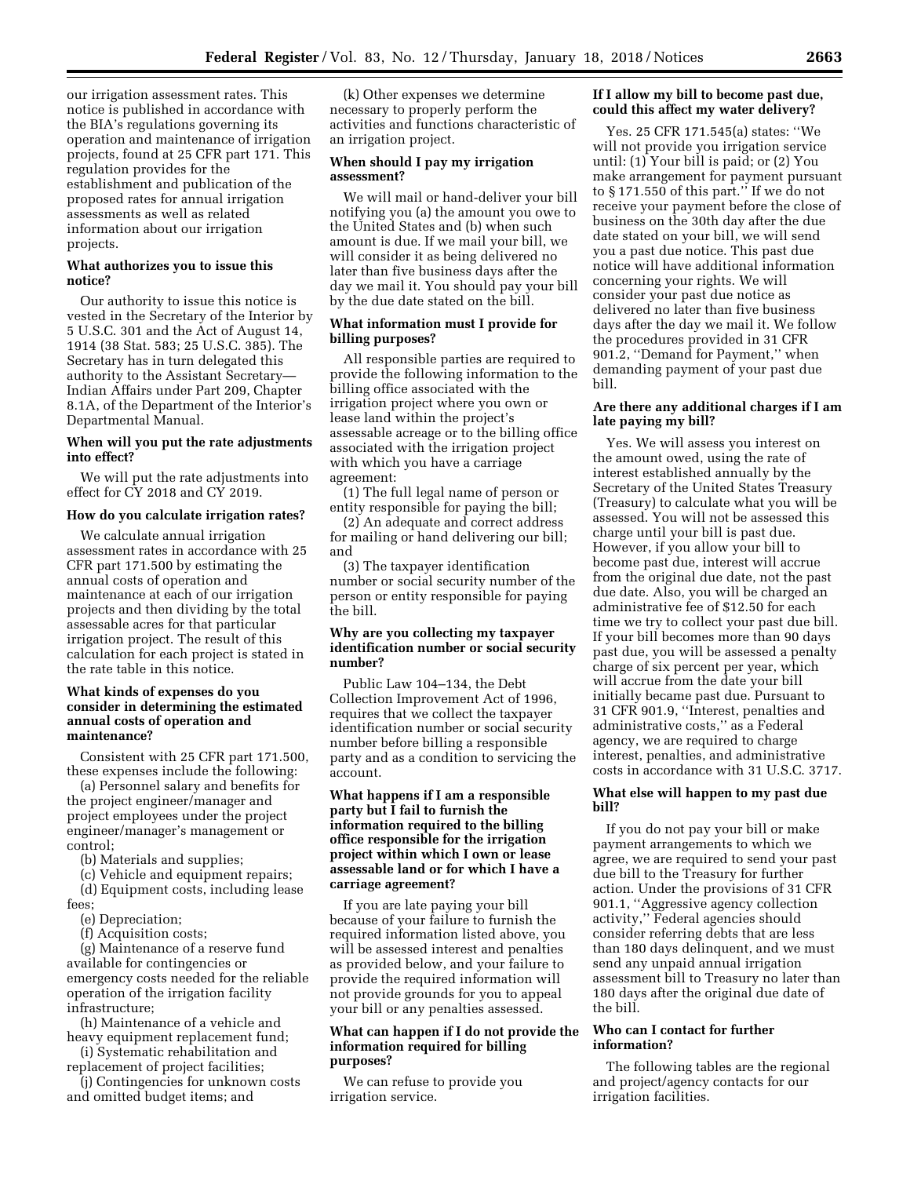our irrigation assessment rates. This notice is published in accordance with the BIA's regulations governing its operation and maintenance of irrigation projects, found at 25 CFR part 171. This regulation provides for the establishment and publication of the proposed rates for annual irrigation assessments as well as related information about our irrigation projects.

### What authorizes you to issue this notice?

Our authority to issue this notice is vested in the Secretary of the Interior by 5 U.S.C. 301 and the Act of August 14, 1914 (38 Stat. 583; 25 U.S.C. 385). The Secretary has in turn delegated this authority to the Assistant Secretary—Indian Affairs under Part 209, Chapter 8.1A, of the Department of the Interior's Departmental Manual.

### When will you put the rate adjustments into effect?

We will put the rate adjustments into effect for CY 2018 and CY 2019.

### How do you calculate irrigation rates?

We calculate annual irrigation assessment rates in accordance with 25 CFR part 171.500 by estimating the annual costs of operation and maintenance at each of our irrigation projects and then dividing by the total assessable acres for that particular irrigation project. The result of this calculation for each project is stated in the rate table in this notice.

### What kinds of expenses do you consider in determining the estimated annual costs of operation and maintenance?

Consistent with 25 CFR part 171.500, these expenses include the following:

(a) Personnel salary and benefits for the project engineer/manager and project employees under the project engineer/manager's management or control;

(b) Materials and supplies;

(c) Vehicle and equipment repairs;

(d) Equipment costs, including lease fees;

(e) Depreciation;

(f) Acquisition costs;

(g) Maintenance of a reserve fund available for contingencies or emergency costs needed for the reliable operation of the irrigation facility infrastructure;

(h) Maintenance of a vehicle and heavy equipment replacement fund;

(i) Systematic rehabilitation and replacement of project facilities;

(j) Contingencies for unknown costs and omitted budget items; and

(k) Other expenses we determine necessary to properly perform the activities and functions characteristic of an irrigation project.

### When should I pay my irrigation assessment?

We will mail or hand-deliver your bill notifying you (a) the amount you owe to the United States and (b) when such amount is due. If we mail your bill, we will consider it as being delivered no later than five business days after the day we mail it. You should pay your bill by the due date stated on the bill.

### What information must I provide for billing purposes?

All responsible parties are required to provide the following information to the billing office associated with the irrigation project where you own or lease land within the project's assessable acreage or to the billing office associated with the irrigation project with which you have a carriage agreement:

(1) The full legal name of person or entity responsible for paying the bill;

(2) An adequate and correct address for mailing or hand delivering our bill; and

(3) The taxpayer identification number or social security number of the person or entity responsible for paying the bill.

### Why are you collecting my taxpayer identification number or social security number?

Public Law 104–134, the Debt Collection Improvement Act of 1996, requires that we collect the taxpayer identification number or social security number before billing a responsible party and as a condition to servicing the account.

### What happens if I am a responsible party but I fail to furnish the information required to the billing office responsible for the irrigation project within which I own or lease assessable land or for which I have a carriage agreement?

If you are late paying your bill because of your failure to furnish the required information listed above, you will be assessed interest and penalties as provided below, and your failure to provide the required information will not provide grounds for you to appeal your bill or any penalties assessed.

### What can happen if I do not provide the information required for billing purposes?

We can refuse to provide you irrigation service.

### If I allow my bill to become past due, could this affect my water delivery?

Yes. 25 CFR 171.545(a) states: ''We will not provide you irrigation service until: (1) Your bill is paid; or (2) You make arrangement for payment pursuant to § 171.550 of this part.'' If we do not receive your payment before the close of business on the 30th day after the due date stated on your bill, we will send you a past due notice. This past due notice will have additional information concerning your rights. We will consider your past due notice as delivered no later than five business days after the day we mail it. We follow the procedures provided in 31 CFR 901.2, ''Demand for Payment,'' when demanding payment of your past due bill.

### Are there any additional charges if I am late paying my bill?

Yes. We will assess you interest on the amount owed, using the rate of interest established annually by the Secretary of the United States Treasury (Treasury) to calculate what you will be assessed. You will not be assessed this charge until your bill is past due. However, if you allow your bill to become past due, interest will accrue from the original due date, not the past due date. Also, you will be charged an administrative fee of $12.50 for each time we try to collect your past due bill. If your bill becomes more than 90 days past due, you will be assessed a penalty charge of six percent per year, which will accrue from the date your bill initially became past due. Pursuant to 31 CFR 901.9, ''Interest, penalties and administrative costs,'' as a Federal agency, we are required to charge interest, penalties, and administrative costs in accordance with 31 U.S.C. 3717.

### What else will happen to my past due bill?

If you do not pay your bill or make payment arrangements to which we agree, we are required to send your past due bill to the Treasury for further action. Under the provisions of 31 CFR 901.1, ''Aggressive agency collection activity,'' Federal agencies should consider referring debts that are less than 180 days delinquent, and we must send any unpaid annual irrigation assessment bill to Treasury no later than 180 days after the original due date of the bill.

### Who can I contact for further information?

The following tables are the regional and project/agency contacts for our irrigation facilities.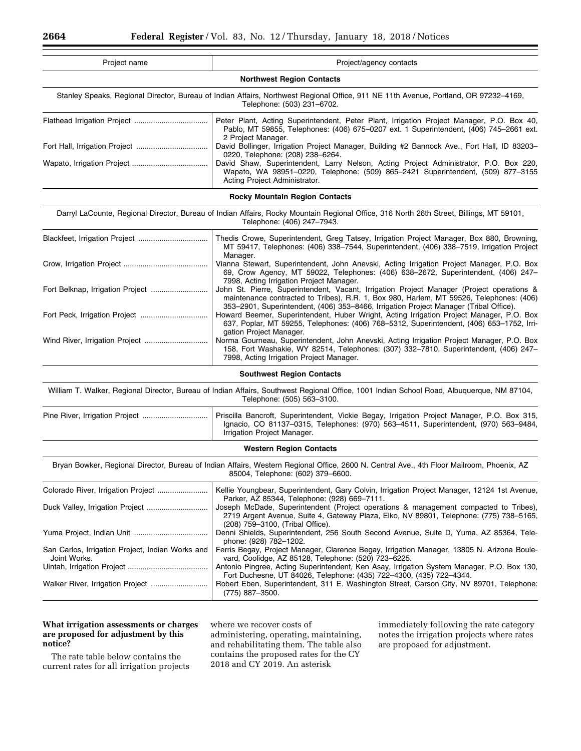| Project name | Project/agency contacts |
| --- | --- |
| **Northwest Region Contacts** | |
| Stanley Speaks, Regional Director, Bureau of Indian Affairs, Northwest Regional Office, 911 NE 11th Avenue, Portland, OR 97232–4169, Telephone: (503) 231–6702. | |
| Flathead Irrigation Project | Peter Plant, Acting Superintendent, Peter Plant, Irrigation Project Manager, P.O. Box 40, Pablo, MT 59855, Telephones: (406) 675–0207 ext. 1 Superintendent, (406) 745–2661 ext. 2 Project Manager. |
| Fort Hall, Irrigation Project | David Bollinger, Irrigation Project Manager, Building #2 Bannock Ave., Fort Hall, ID 83203–0220, Telephone: (208) 238–6264. |
| Wapato, Irrigation Project | David Shaw, Superintendent, Larry Nelson, Acting Project Administrator, P.O. Box 220, Wapato, WA 98951–0220, Telephone: (509) 865–2421 Superintendent, (509) 877–3155 Acting Project Administrator. |
| **Rocky Mountain Region Contacts** | |
| Darryl LaCounte, Regional Director, Bureau of Indian Affairs, Rocky Mountain Regional Office, 316 North 26th Street, Billings, MT 59101, Telephone: (406) 247–7943. | |
| Blackfeet, Irrigation Project | Thedis Crowe, Superintendent, Greg Tatsey, Irrigation Project Manager, Box 880, Browning, MT 59417, Telephones: (406) 338–7544, Superintendent, (406) 338–7519, Irrigation Project Manager. |
| Crow, Irrigation Project | Vianna Stewart, Superintendent, John Anevski, Acting Irrigation Project Manager, P.O. Box 69, Crow Agency, MT 59022, Telephones: (406) 638–2672, Superintendent, (406) 247–7998, Acting Irrigation Project Manager. |
| Fort Belknap, Irrigation Project | John St. Pierre, Superintendent, Vacant, Irrigation Project Manager (Project operations & maintenance contracted to Tribes), R.R. 1, Box 980, Harlem, MT 59526, Telephones: (406) 353–2901, Superintendent, (406) 353–8466, Irrigation Project Manager (Tribal Office). |
| Fort Peck, Irrigation Project | Howard Beemer, Superintendent, Huber Wright, Acting Irrigation Project Manager, P.O. Box 637, Poplar, MT 59255, Telephones: (406) 768–5312, Superintendent, (406) 653–1752, Irrigation Project Manager. |
| Wind River, Irrigation Project | Norma Gourneau, Superintendent, John Anevski, Acting Irrigation Project Manager, P.O. Box 158, Fort Washakie, WY 82514, Telephones: (307) 332–7810, Superintendent, (406) 247–7998, Acting Irrigation Project Manager. |
| **Southwest Region Contacts** | |
| William T. Walker, Regional Director, Bureau of Indian Affairs, Southwest Regional Office, 1001 Indian School Road, Albuquerque, NM 87104, Telephone: (505) 563–3100. | |
| Pine River, Irrigation Project | Priscilla Bancroft, Superintendent, Vickie Begay, Irrigation Project Manager, P.O. Box 315, Ignacio, CO 81137–0315, Telephones: (970) 563–4511, Superintendent, (970) 563–9484, Irrigation Project Manager. |
| **Western Region Contacts** | |
| Bryan Bowker, Regional Director, Bureau of Indian Affairs, Western Regional Office, 2600 N. Central Ave., 4th Floor Mailroom, Phoenix, AZ 85004, Telephone: (602) 379–6600. | |
| Colorado River, Irrigation Project | Kellie Youngbear, Superintendent, Gary Colvin, Irrigation Project Manager, 12124 1st Avenue, Parker, AZ 85344, Telephone: (928) 669–7111. |
| Duck Valley, Irrigation Project | Joseph McDade, Superintendent (Project operations & management compacted to Tribes), 2719 Argent Avenue, Suite 4, Gateway Plaza, Elko, NV 89801, Telephone: (775) 738–5165, (208) 759–3100, (Tribal Office). |
| Yuma Project, Indian Unit | Denni Shields, Superintendent, 256 South Second Avenue, Suite D, Yuma, AZ 85364, Telephone: (928) 782–1202. |
| San Carlos, Irrigation Project, Indian Works and Joint Works. | Ferris Begay, Project Manager, Clarence Begay, Irrigation Manager, 13805 N. Arizona Boulevard, Coolidge, AZ 85128, Telephone: (520) 723–6225. |
| Uintah, Irrigation Project | Antonio Pingree, Acting Superintendent, Ken Asay, Irrigation System Manager, P.O. Box 130, Fort Duchesne, UT 84026, Telephone: (435) 722–4300, (435) 722–4344. |
| Walker River, Irrigation Project | Robert Eben, Superintendent, 311 E. Washington Street, Carson City, NV 89701, Telephone: (775) 887–3500. |

**What irrigation assessments or charges are proposed for adjustment by this notice?**

The rate table below contains the current rates for all irrigation projects where we recover costs of administering, operating, maintaining, and rehabilitating them. The table also contains the proposed rates for the CY 2018 and CY 2019. An asterisk immediately following the rate category notes the irrigation projects where rates are proposed for adjustment.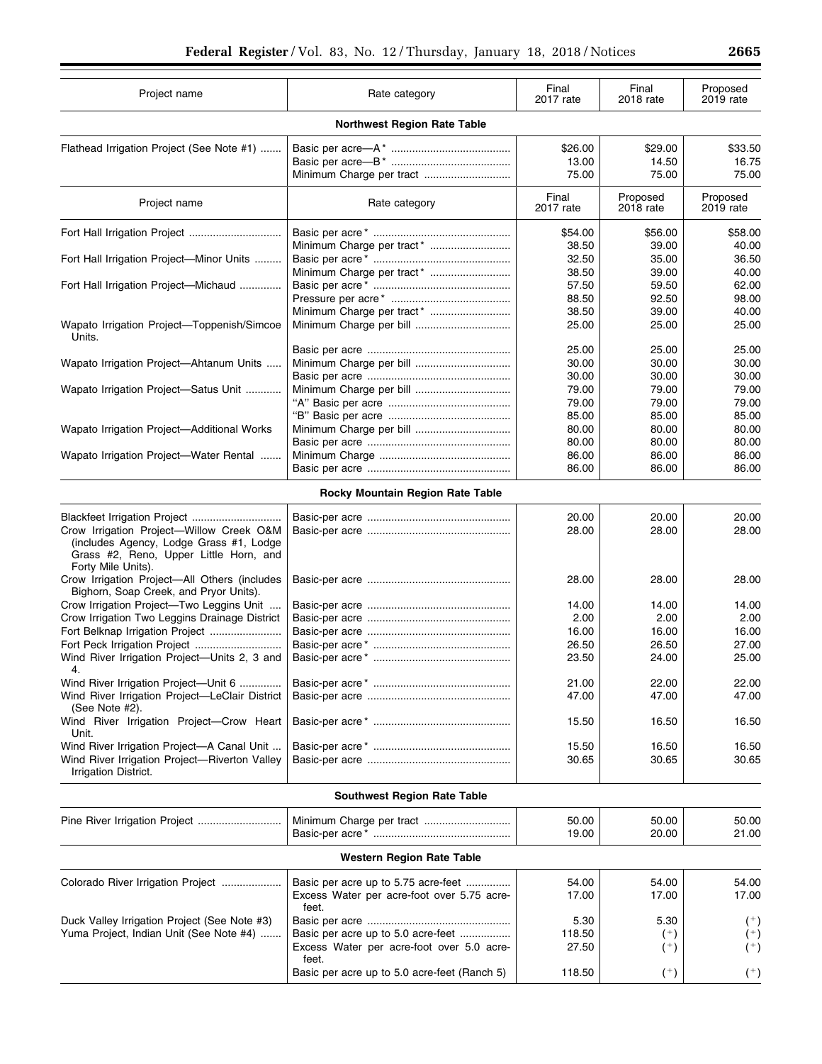| Project name | Rate category | Final 2017 rate | Final 2018 rate | Proposed 2019 rate |
|---|---|---|---|---|
| **Northwest Region Rate Table** | | | | |
| Flathead Irrigation Project (See Note #1) | Basic per acre—A* | $26.00 | $29.00 | $33.50 |
| | Basic per acre—B* | 13.00 | 14.50 | 16.75 |
| | Minimum Charge per tract | 75.00 | 75.00 | 75.00 |

| Project name | Rate category | Final 2017 rate | Proposed 2018 rate | Proposed 2019 rate |
|---|---|---|---|---|
| Fort Hall Irrigation Project | Basic per acre* | $54.00 | $56.00 | $58.00 |
| | Minimum Charge per tract* | 38.50 | 39.00 | 40.00 |
| Fort Hall Irrigation Project—Minor Units | Basic per acre* | 32.50 | 35.00 | 36.50 |
| | Minimum Charge per tract* | 38.50 | 39.00 | 40.00 |
| Fort Hall Irrigation Project—Michaud | Basic per acre* | 57.50 | 59.50 | 62.00 |
| | Pressure per acre* | 88.50 | 92.50 | 98.00 |
| | Minimum Charge per tract* | 38.50 | 39.00 | 40.00 |
| Wapato Irrigation Project—Toppenish/Simcoe Units. | Minimum Charge per bill | 25.00 | 25.00 | 25.00 |
| | Basic per acre | 25.00 | 25.00 | 25.00 |
| Wapato Irrigation Project—Ahtanum Units | Minimum Charge per bill | 30.00 | 30.00 | 30.00 |
| | Basic per acre | 30.00 | 30.00 | 30.00 |
| Wapato Irrigation Project—Satus Unit | Minimum Charge per bill | 79.00 | 79.00 | 79.00 |
| | "A" Basic per acre | 79.00 | 79.00 | 79.00 |
| | "B" Basic per acre | 85.00 | 85.00 | 85.00 |
| Wapato Irrigation Project—Additional Works | Minimum Charge per bill | 80.00 | 80.00 | 80.00 |
| | Basic per acre | 80.00 | 80.00 | 80.00 |
| Wapato Irrigation Project—Water Rental | Minimum Charge | 86.00 | 86.00 | 86.00 |
| | Basic per acre | 86.00 | 86.00 | 86.00 |
| **Rocky Mountain Region Rate Table** | | | | |
| Blackfeet Irrigation Project | Basic-per acre | 20.00 | 20.00 | 20.00 |
| Crow Irrigation Project—Willow Creek O&M (includes Agency, Lodge Grass #1, Lodge Grass #2, Reno, Upper Little Horn, and Forty Mile Units). | Basic-per acre | 28.00 | 28.00 | 28.00 |
| Crow Irrigation Project—All Others (includes Bighorn, Soap Creek, and Pryor Units). | Basic-per acre | 28.00 | 28.00 | 28.00 |
| Crow Irrigation Project—Two Leggins Unit | Basic-per acre | 14.00 | 14.00 | 14.00 |
| Crow Irrigation Two Leggins Drainage District | Basic-per acre | 2.00 | 2.00 | 2.00 |
| Fort Belknap Irrigation Project | Basic-per acre | 16.00 | 16.00 | 16.00 |
| Fort Peck Irrigation Project | Basic-per acre* | 26.50 | 26.50 | 27.00 |
| Wind River Irrigation Project—Units 2, 3 and 4. | Basic-per acre* | 23.50 | 24.00 | 25.00 |
| Wind River Irrigation Project—Unit 6 | Basic-per acre* | 21.00 | 22.00 | 22.00 |
| Wind River Irrigation Project—LeClair District (See Note #2). | Basic-per acre | 47.00 | 47.00 | 47.00 |
| Wind River Irrigation Project—Crow Heart Unit. | Basic-per acre* | 15.50 | 16.50 | 16.50 |
| Wind River Irrigation Project—A Canal Unit | Basic-per acre* | 15.50 | 16.50 | 16.50 |
| Wind River Irrigation Project—Riverton Valley Irrigation District. | Basic-per acre | 30.65 | 30.65 | 30.65 |
| **Southwest Region Rate Table** | | | | |
| Pine River Irrigation Project | Minimum Charge per tract | 50.00 | 50.00 | 50.00 |
| | Basic-per acre* | 19.00 | 20.00 | 21.00 |
| **Western Region Rate Table** | | | | |
| Colorado River Irrigation Project | Basic per acre up to 5.75 acre-feet | 54.00 | 54.00 | 54.00 |
| | Excess Water per acre-foot over 5.75 acre-feet. | 17.00 | 17.00 | 17.00 |
| Duck Valley Irrigation Project (See Note #3) | Basic per acre | 5.30 | 5.30 | (+) |
| Yuma Project, Indian Unit (See Note #4) | Basic per acre up to 5.0 acre-feet | 118.50 | (+) | (+) |
| | Excess Water per acre-foot over 5.0 acre-feet. | 27.50 | (+) | (+) |
| | Basic per acre up to 5.0 acre-feet (Ranch 5) | 118.50 | (+) | (+) |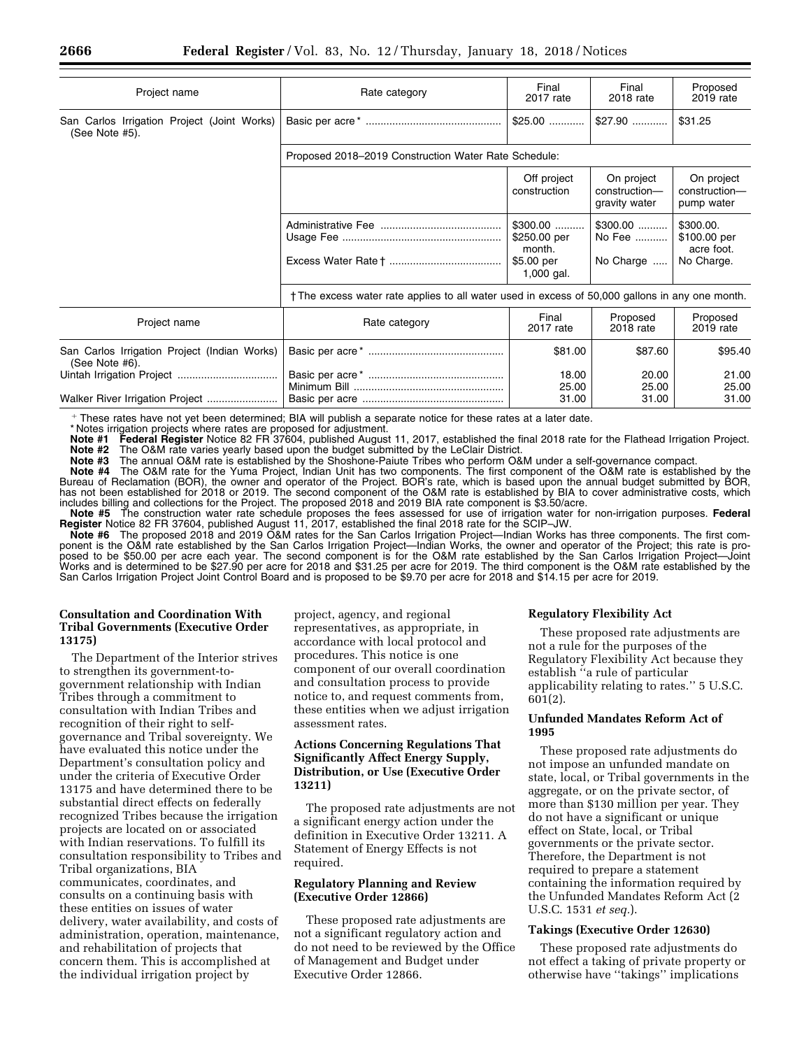| Project name | Rate category | Final 2017 rate | Final 2018 rate | Proposed 2019 rate |
|---|---|---|---|---|
| San Carlos Irrigation Project (Joint Works) (See Note #5). | Basic per acre * | $25.00 | $27.90 | $31.25 |
| | Proposed 2018–2019 Construction Water Rate Schedule: | | | |
| | | Off project construction | On project construction—gravity water | On project construction—pump water |
| | Administrative Fee | $300.00 | $300.00 | $300.00. |
| | Usage Fee | $250.00 per month. | No Fee | $100.00 per acre foot. |
| | Excess Water Rate † | $5.00 per 1,000 gal. | No Charge | No Charge. |
| | † The excess water rate applies to all water used in excess of 50,000 gallons in any one month. | | | |

| Project name | Rate category | Final 2017 rate | Proposed 2018 rate | Proposed 2019 rate |
|---|---|---|---|---|
| San Carlos Irrigation Project (Indian Works) (See Note #6). | Basic per acre * | $81.00 | $87.60 | $95.40 |
| Uintah Irrigation Project | Basic per acre * | 18.00 | 20.00 | 21.00 |
| | Minimum Bill | 25.00 | 25.00 | 25.00 |
| Walker River Irrigation Project | Basic per acre | 31.00 | 31.00 | 31.00 |

+ These rates have not yet been determined; BIA will publish a separate notice for these rates at a later date.

* Notes irrigation projects where rates are proposed for adjustment.

**Note #1** **Federal Register** Notice 82 FR 37604, published August 11, 2017, established the final 2018 rate for the Flathead Irrigation Project.

**Note #2** The O&M rate varies yearly based upon the budget submitted by the LeClair District.

**Note #3** The annual O&M rate is established by the Shoshone-Paiute Tribes who perform O&M under a self-governance compact.

**Note #4** The O&M rate for the Yuma Project, Indian Unit has two components. The first component of the O&M rate is established by the Bureau of Reclamation (BOR), the owner and operator of the Project. BOR's rate, which is based upon the annual budget submitted by BOR, has not been established for 2018 or 2019. The second component of the O&M rate is established by BIA to cover administrative costs, which includes billing and collections for the Project. The proposed 2018 and 2019 BIA rate component is $3.50/acre.

**Note #5** The construction water rate schedule proposes the fees assessed for use of irrigation water for non-irrigation purposes. **Federal Register** Notice 82 FR 37604, published August 11, 2017, established the final 2018 rate for the SCIP–JW.

**Note #6** The proposed 2018 and 2019 O&M rates for the San Carlos Irrigation Project—Indian Works has three components. The first component is the O&M rate established by the San Carlos Irrigation Project—Indian Works, the owner and operator of the Project; this rate is proposed to be $50.00 per acre each year. The second component is for the O&M rate established by the San Carlos Irrigation Project—Joint Works and is determined to be $27.90 per acre for 2018 and $31.25 per acre for 2019. The third component is the O&M rate established by the San Carlos Irrigation Project Joint Control Board and is proposed to be $9.70 per acre for 2018 and $14.15 per acre for 2019.

### Consultation and Coordination With Tribal Governments (Executive Order 13175)

The Department of the Interior strives to strengthen its government-to-government relationship with Indian Tribes through a commitment to consultation with Indian Tribes and recognition of their right to self-governance and Tribal sovereignty. We have evaluated this notice under the Department's consultation policy and under the criteria of Executive Order 13175 and have determined there to be substantial direct effects on federally recognized Tribes because the irrigation projects are located on or associated with Indian reservations. To fulfill its consultation responsibility to Tribes and Tribal organizations, BIA communicates, coordinates, and consults on a continuing basis with these entities on issues of water delivery, water availability, and costs of administration, operation, maintenance, and rehabilitation of projects that concern them. This is accomplished at the individual irrigation project by project, agency, and regional representatives, as appropriate, in accordance with local protocol and procedures. This notice is one component of our overall coordination and consultation process to provide notice to, and request comments from, these entities when we adjust irrigation assessment rates.

### Actions Concerning Regulations That Significantly Affect Energy Supply, Distribution, or Use (Executive Order 13211)

The proposed rate adjustments are not a significant energy action under the definition in Executive Order 13211. A Statement of Energy Effects is not required.

### Regulatory Planning and Review (Executive Order 12866)

These proposed rate adjustments are not a significant regulatory action and do not need to be reviewed by the Office of Management and Budget under Executive Order 12866.

### Regulatory Flexibility Act

These proposed rate adjustments are not a rule for the purposes of the Regulatory Flexibility Act because they establish ''a rule of particular applicability relating to rates.'' 5 U.S.C. 601(2).

### Unfunded Mandates Reform Act of 1995

These proposed rate adjustments do not impose an unfunded mandate on state, local, or Tribal governments in the aggregate, or on the private sector, of more than $130 million per year. They do not have a significant or unique effect on State, local, or Tribal governments or the private sector. Therefore, the Department is not required to prepare a statement containing the information required by the Unfunded Mandates Reform Act (2 U.S.C. 1531 *et seq.*).

### Takings (Executive Order 12630)

These proposed rate adjustments do not effect a taking of private property or otherwise have ''takings'' implications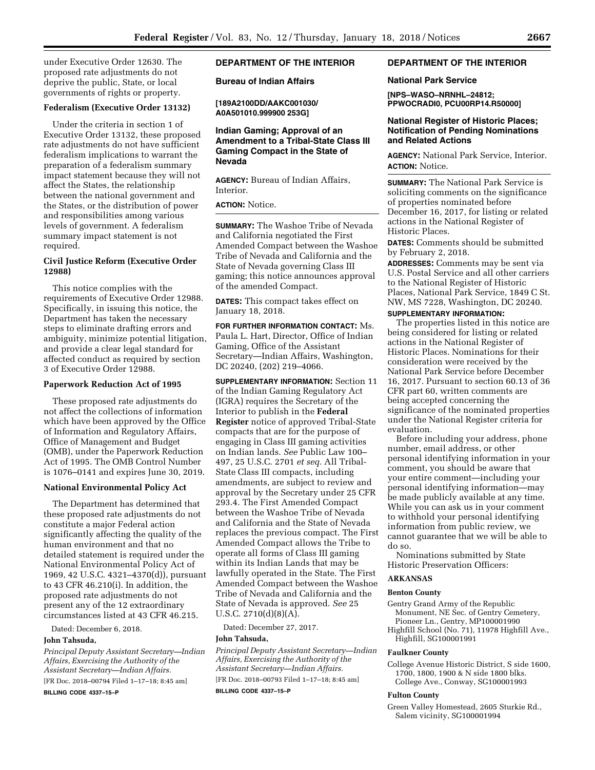under Executive Order 12630. The proposed rate adjustments do not deprive the public, State, or local governments of rights or property.

**Federalism (Executive Order 13132)**

Under the criteria in section 1 of Executive Order 13132, these proposed rate adjustments do not have sufficient federalism implications to warrant the preparation of a federalism summary impact statement because they will not affect the States, the relationship between the national government and the States, or the distribution of power and responsibilities among various levels of government. A federalism summary impact statement is not required.

**Civil Justice Reform (Executive Order 12988)**

This notice complies with the requirements of Executive Order 12988. Specifically, in issuing this notice, the Department has taken the necessary steps to eliminate drafting errors and ambiguity, minimize potential litigation, and provide a clear legal standard for affected conduct as required by section 3 of Executive Order 12988.

**Paperwork Reduction Act of 1995**

These proposed rate adjustments do not affect the collections of information which have been approved by the Office of Information and Regulatory Affairs, Office of Management and Budget (OMB), under the Paperwork Reduction Act of 1995. The OMB Control Number is 1076–0141 and expires June 30, 2019.

**National Environmental Policy Act**

The Department has determined that these proposed rate adjustments do not constitute a major Federal action significantly affecting the quality of the human environment and that no detailed statement is required under the National Environmental Policy Act of 1969, 42 U.S.C. 4321–4370(d)), pursuant to 43 CFR 46.210(i). In addition, the proposed rate adjustments do not present any of the 12 extraordinary circumstances listed at 43 CFR 46.215.

Dated: December 6, 2018.

**John Tahsuda,**

*Principal Deputy Assistant Secretary—Indian Affairs, Exercising the Authority of the Assistant Secretary—Indian Affairs.*

[FR Doc. 2018–00794 Filed 1–17–18; 8:45 am]

**BILLING CODE 4337–15–P**

## DEPARTMENT OF THE INTERIOR

### Bureau of Indian Affairs

**[189A2100DD/AAKC001030/A0A501010.999900 253G]**

### Indian Gaming; Approval of an Amendment to a Tribal-State Class III Gaming Compact in the State of Nevada

**AGENCY:** Bureau of Indian Affairs, Interior.

**ACTION:** Notice.

**SUMMARY:** The Washoe Tribe of Nevada and California negotiated the First Amended Compact between the Washoe Tribe of Nevada and California and the State of Nevada governing Class III gaming; this notice announces approval of the amended Compact.

**DATES:** This compact takes effect on January 18, 2018.

**FOR FURTHER INFORMATION CONTACT:** Ms. Paula L. Hart, Director, Office of Indian Gaming, Office of the Assistant Secretary—Indian Affairs, Washington, DC 20240, (202) 219–4066.

**SUPPLEMENTARY INFORMATION:** Section 11 of the Indian Gaming Regulatory Act (IGRA) requires the Secretary of the Interior to publish in the **Federal Register** notice of approved Tribal-State compacts that are for the purpose of engaging in Class III gaming activities on Indian lands. *See* Public Law 100–497, 25 U.S.C. 2701 *et seq.* All Tribal-State Class III compacts, including amendments, are subject to review and approval by the Secretary under 25 CFR 293.4. The First Amended Compact between the Washoe Tribe of Nevada and California and the State of Nevada replaces the previous compact. The First Amended Compact allows the Tribe to operate all forms of Class III gaming within its Indian Lands that may be lawfully operated in the State. The First Amended Compact between the Washoe Tribe of Nevada and California and the State of Nevada is approved. *See* 25 U.S.C. 2710(d)(8)(A).

Dated: December 27, 2017.

**John Tahsuda,**

*Principal Deputy Assistant Secretary—Indian Affairs, Exercising the Authority of the Assistant Secretary—Indian Affairs.*

[FR Doc. 2018–00793 Filed 1–17–18; 8:45 am]

**BILLING CODE 4337–15–P**

## DEPARTMENT OF THE INTERIOR

### National Park Service

**[NPS–WASO–NRNHL–24812; PPWOCRADI0, PCU00RP14.R50000]**

### National Register of Historic Places; Notification of Pending Nominations and Related Actions

**AGENCY:** National Park Service, Interior.

**ACTION:** Notice.

**SUMMARY:** The National Park Service is soliciting comments on the significance of properties nominated before December 16, 2017, for listing or related actions in the National Register of Historic Places.

**DATES:** Comments should be submitted by February 2, 2018.

**ADDRESSES:** Comments may be sent via U.S. Postal Service and all other carriers to the National Register of Historic Places, National Park Service, 1849 C St. NW, MS 7228, Washington, DC 20240.

**SUPPLEMENTARY INFORMATION:**

The properties listed in this notice are being considered for listing or related actions in the National Register of Historic Places. Nominations for their consideration were received by the National Park Service before December 16, 2017. Pursuant to section 60.13 of 36 CFR part 60, written comments are being accepted concerning the significance of the nominated properties under the National Register criteria for evaluation.

Before including your address, phone number, email address, or other personal identifying information in your comment, you should be aware that your entire comment—including your personal identifying information—may be made publicly available at any time. While you can ask us in your comment to withhold your personal identifying information from public review, we cannot guarantee that we will be able to do so.

Nominations submitted by State Historic Preservation Officers:

**ARKANSAS**

**Benton County**

Gentry Grand Army of the Republic Monument, NE Sec. of Gentry Cemetery, Pioneer Ln., Gentry, MP100001990

Highfill School (No. 71), 11978 Highfill Ave., Highfill, SG100001991

**Faulkner County**

College Avenue Historic District, S side 1600, 1700, 1800, 1900 & N side 1800 blks. College Ave., Conway, SG100001993

**Fulton County**

Green Valley Homestead, 2605 Sturkie Rd., Salem vicinity, SG100001994